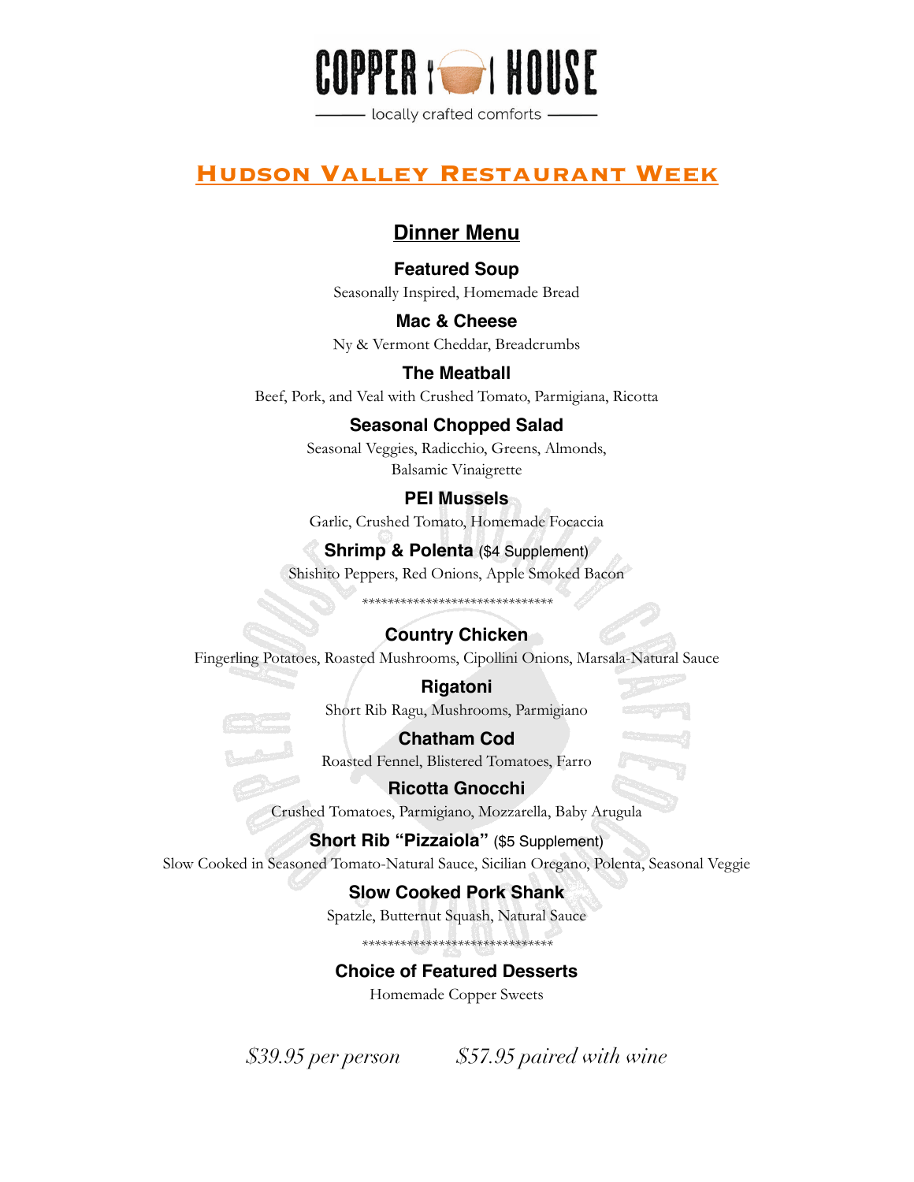# COPPER HOUSE

locally crafted comforts

## Hudson Valley Restaurant Week

### Dinner Menu

**Featured Soup**
Seasonally Inspired, Homemade Bread

**Mac & Cheese**
Ny & Vermont Cheddar, Breadcrumbs

**The Meatball**
Beef, Pork, and Veal with Crushed Tomato, Parmigiana, Ricotta

**Seasonal Chopped Salad**
Seasonal Veggies, Radicchio, Greens, Almonds, Balsamic Vinaigrette

**PEI Mussels**
Garlic, Crushed Tomato, Homemade Focaccia

**Shrimp & Polenta** ($4 Supplement)
Shishito Peppers, Red Onions, Apple Smoked Bacon

******************************

**Country Chicken**
Fingerling Potatoes, Roasted Mushrooms, Cipollini Onions, Marsala-Natural Sauce

**Rigatoni**
Short Rib Ragu, Mushrooms, Parmigiano

**Chatham Cod**
Roasted Fennel, Blistered Tomatoes, Farro

**Ricotta Gnocchi**
Crushed Tomatoes, Parmigiano, Mozzarella, Baby Arugula

**Short Rib "Pizzaiola"** ($5 Supplement)
Slow Cooked in Seasoned Tomato-Natural Sauce, Sicilian Oregano, Polenta, Seasonal Veggie

**Slow Cooked Pork Shank**
Spatzle, Butternut Squash, Natural Sauce

******************************

**Choice of Featured Desserts**
Homemade Copper Sweets

*$39.95 per person* *$57.95 paired with wine*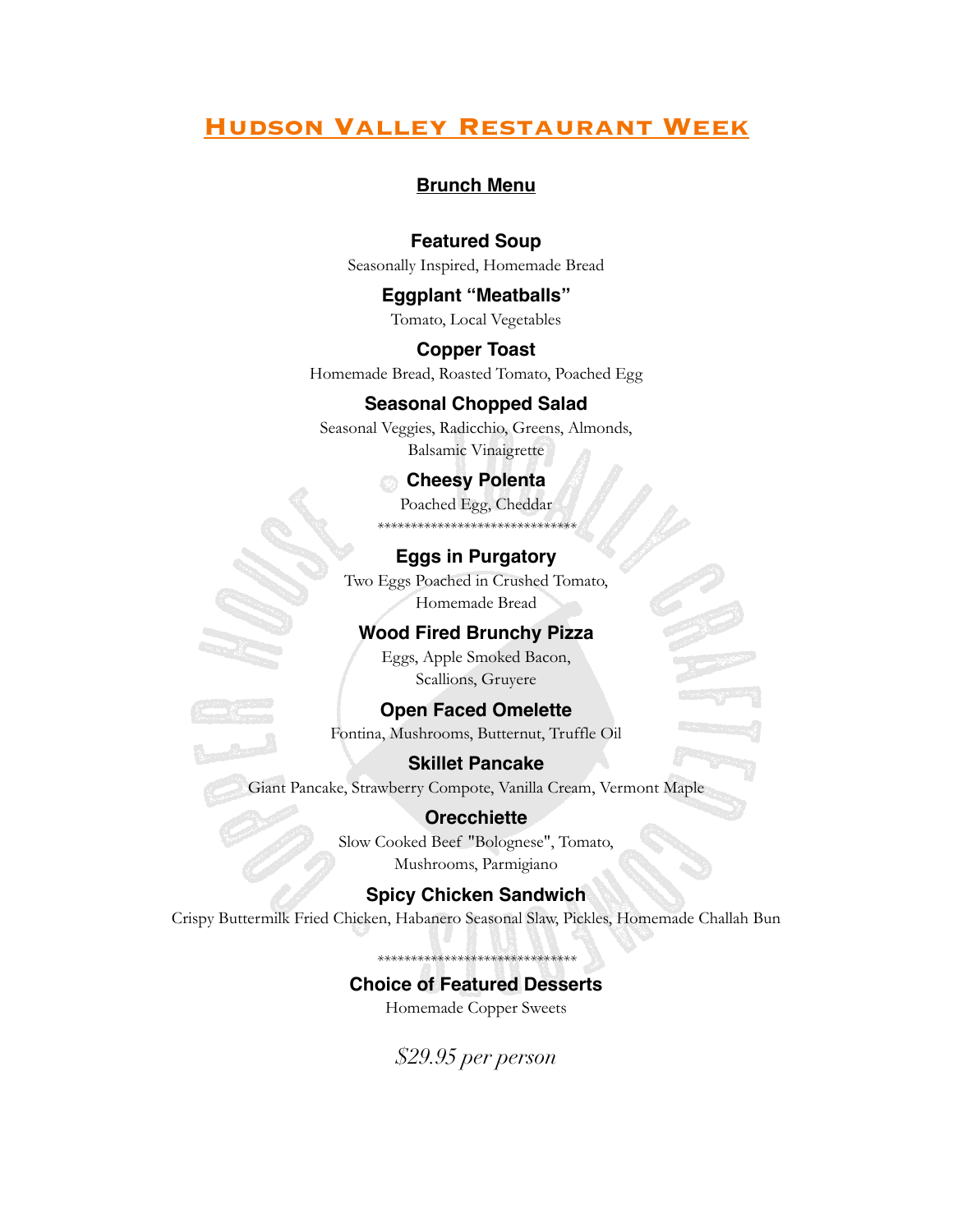# Hudson Valley Restaurant Week

## Brunch Menu

**Featured Soup**
Seasonally Inspired, Homemade Bread

**Eggplant "Meatballs"**
Tomato, Local Vegetables

**Copper Toast**
Homemade Bread, Roasted Tomato, Poached Egg

**Seasonal Chopped Salad**
Seasonal Veggies, Radicchio, Greens, Almonds, Balsamic Vinaigrette

**Cheesy Polenta**
Poached Egg, Cheddar

*****************************

**Eggs in Purgatory**
Two Eggs Poached in Crushed Tomato, Homemade Bread

**Wood Fired Brunchy Pizza**
Eggs, Apple Smoked Bacon, Scallions, Gruyere

**Open Faced Omelette**
Fontina, Mushrooms, Butternut, Truffle Oil

**Skillet Pancake**
Giant Pancake, Strawberry Compote, Vanilla Cream, Vermont Maple

**Orecchiette**
Slow Cooked Beef "Bolognese", Tomato, Mushrooms, Parmigiano

**Spicy Chicken Sandwich**
Crispy Buttermilk Fried Chicken, Habanero Seasonal Slaw, Pickles, Homemade Challah Bun

*****************************

**Choice of Featured Desserts**
Homemade Copper Sweets

*$29.95 per person*